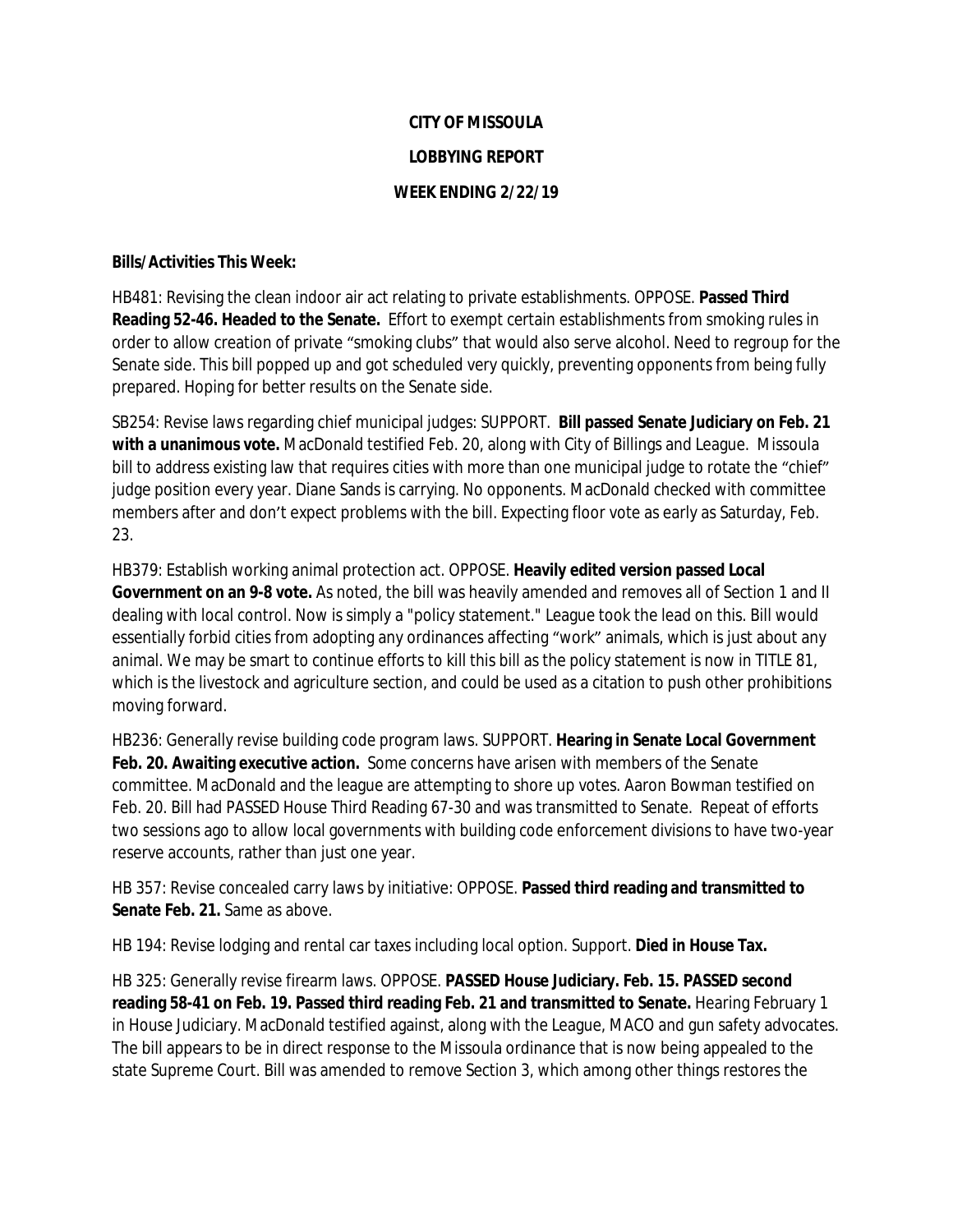**CITY OF MISSOULA**

**LOBBYING REPORT**

**WEEK ENDING 2/22/19**

**Bills/Activities This Week:**

HB481: Revising the clean indoor air act relating to private establishments. OPPOSE. **Passed Third Reading 52-46. Headed to the Senate.** Effort to exempt certain establishments from smoking rules in order to allow creation of private "smoking clubs" that would also serve alcohol. Need to regroup for the Senate side. This bill popped up and got scheduled very quickly, preventing opponents from being fully prepared. Hoping for better results on the Senate side.

SB254: Revise laws regarding chief municipal judges: SUPPORT. **Bill passed Senate Judiciary on Feb. 21 with a unanimous vote.** MacDonald testified Feb. 20, along with City of Billings and League. Missoula bill to address existing law that requires cities with more than one municipal judge to rotate the "chief" judge position every year. Diane Sands is carrying. No opponents. MacDonald checked with committee members after and don't expect problems with the bill. Expecting floor vote as early as Saturday, Feb. 23.

HB379: Establish working animal protection act. OPPOSE. **Heavily edited version passed Local Government on an 9-8 vote.** As noted, the bill was heavily amended and removes all of Section 1 and II dealing with local control. Now is simply a "policy statement." League took the lead on this. Bill would essentially forbid cities from adopting any ordinances affecting "work" animals, which is just about any animal. We may be smart to continue efforts to kill this bill as the policy statement is now in TITLE 81, which is the livestock and agriculture section, and could be used as a citation to push other prohibitions moving forward.

HB236: Generally revise building code program laws. SUPPORT. **Hearing in Senate Local Government Feb. 20. Awaiting executive action.** Some concerns have arisen with members of the Senate committee. MacDonald and the league are attempting to shore up votes. Aaron Bowman testified on Feb. 20. Bill had PASSED House Third Reading 67-30 and was transmitted to Senate. Repeat of efforts two sessions ago to allow local governments with building code enforcement divisions to have two-year reserve accounts, rather than just one year.

HB 357: Revise concealed carry laws by initiative: OPPOSE. **Passed third reading and transmitted to Senate Feb. 21.** Same as above.

HB 194: Revise lodging and rental car taxes including local option. Support. **Died in House Tax.**

HB 325: Generally revise firearm laws. OPPOSE. **PASSED House Judiciary. Feb. 15. PASSED second reading 58-41 on Feb. 19. Passed third reading Feb. 21 and transmitted to Senate.** Hearing February 1 in House Judiciary. MacDonald testified against, along with the League, MACO and gun safety advocates. The bill appears to be in direct response to the Missoula ordinance that is now being appealed to the state Supreme Court. Bill was amended to remove Section 3, which among other things restores the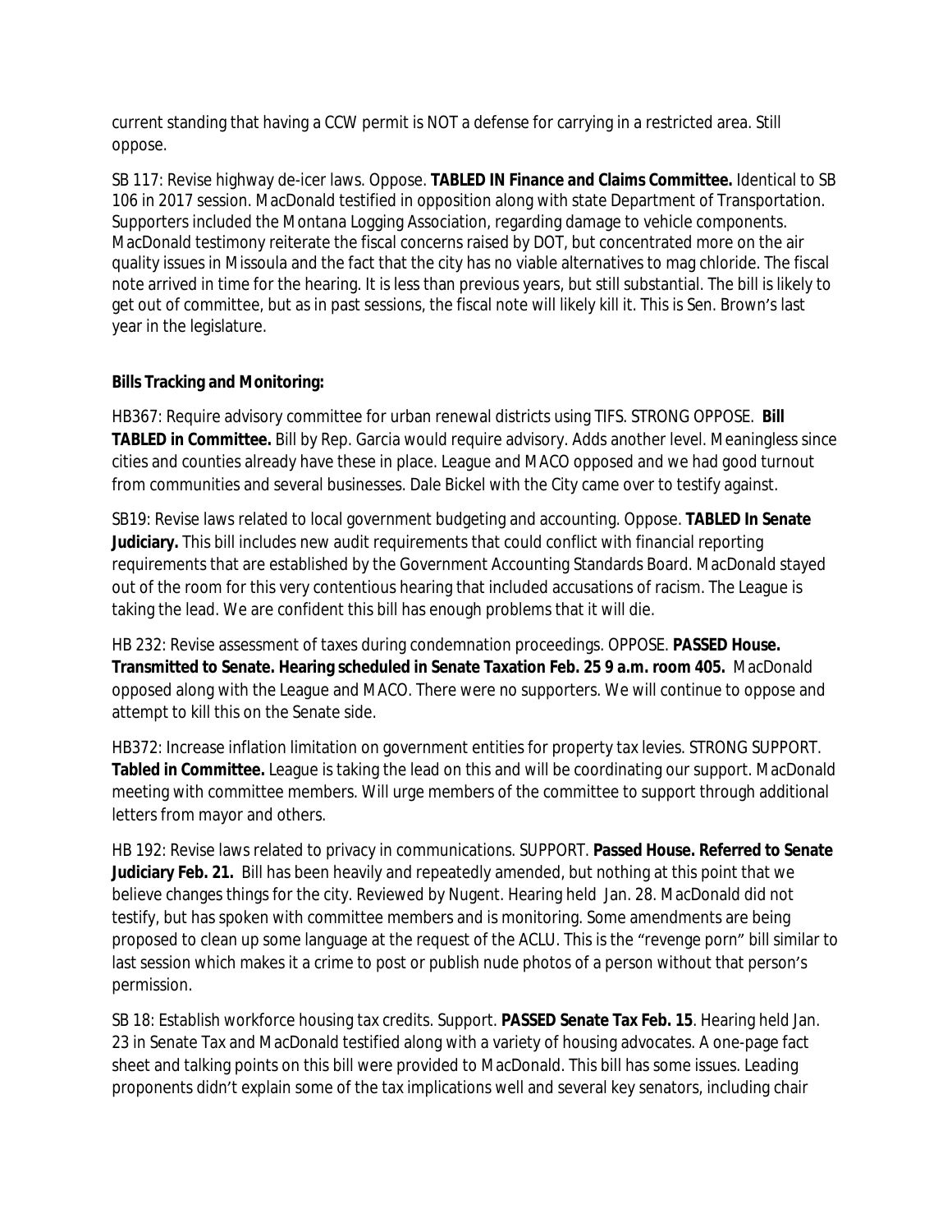current standing that having a CCW permit is NOT a defense for carrying in a restricted area. Still oppose.

SB 117: Revise highway de-icer laws. Oppose. **TABLED IN Finance and Claims Committee.** Identical to SB 106 in 2017 session. MacDonald testified in opposition along with state Department of Transportation. Supporters included the Montana Logging Association, regarding damage to vehicle components. MacDonald testimony reiterate the fiscal concerns raised by DOT, but concentrated more on the air quality issues in Missoula and the fact that the city has no viable alternatives to mag chloride. The fiscal note arrived in time for the hearing. It is less than previous years, but still substantial. The bill is likely to get out of committee, but as in past sessions, the fiscal note will likely kill it. This is Sen. Brown's last year in the legislature.

**Bills Tracking and Monitoring:**

HB367: Require advisory committee for urban renewal districts using TIFS. STRONG OPPOSE. **Bill TABLED in Committee.** Bill by Rep. Garcia would require advisory. Adds another level. Meaningless since cities and counties already have these in place. League and MACO opposed and we had good turnout from communities and several businesses. Dale Bickel with the City came over to testify against.

SB19: Revise laws related to local government budgeting and accounting. Oppose. **TABLED In Senate Judiciary.** This bill includes new audit requirements that could conflict with financial reporting requirements that are established by the Government Accounting Standards Board. MacDonald stayed out of the room for this very contentious hearing that included accusations of racism. The League is taking the lead. We are confident this bill has enough problems that it will die.

HB 232: Revise assessment of taxes during condemnation proceedings. OPPOSE. **PASSED House. Transmitted to Senate. Hearing scheduled in Senate Taxation Feb. 25 9 a.m. room 405.** MacDonald opposed along with the League and MACO. There were no supporters. We will continue to oppose and attempt to kill this on the Senate side.

HB372: Increase inflation limitation on government entities for property tax levies. STRONG SUPPORT. **Tabled in Committee.** League is taking the lead on this and will be coordinating our support. MacDonald meeting with committee members. Will urge members of the committee to support through additional letters from mayor and others.

HB 192: Revise laws related to privacy in communications. SUPPORT. **Passed House. Referred to Senate Judiciary Feb. 21.** Bill has been heavily and repeatedly amended, but nothing at this point that we believe changes things for the city. Reviewed by Nugent. Hearing held Jan. 28. MacDonald did not testify, but has spoken with committee members and is monitoring. Some amendments are being proposed to clean up some language at the request of the ACLU. This is the "revenge porn" bill similar to last session which makes it a crime to post or publish nude photos of a person without that person's permission.

SB 18: Establish workforce housing tax credits. Support. **PASSED Senate Tax Feb. 15**. Hearing held Jan. 23 in Senate Tax and MacDonald testified along with a variety of housing advocates. A one-page fact sheet and talking points on this bill were provided to MacDonald. This bill has some issues. Leading proponents didn't explain some of the tax implications well and several key senators, including chair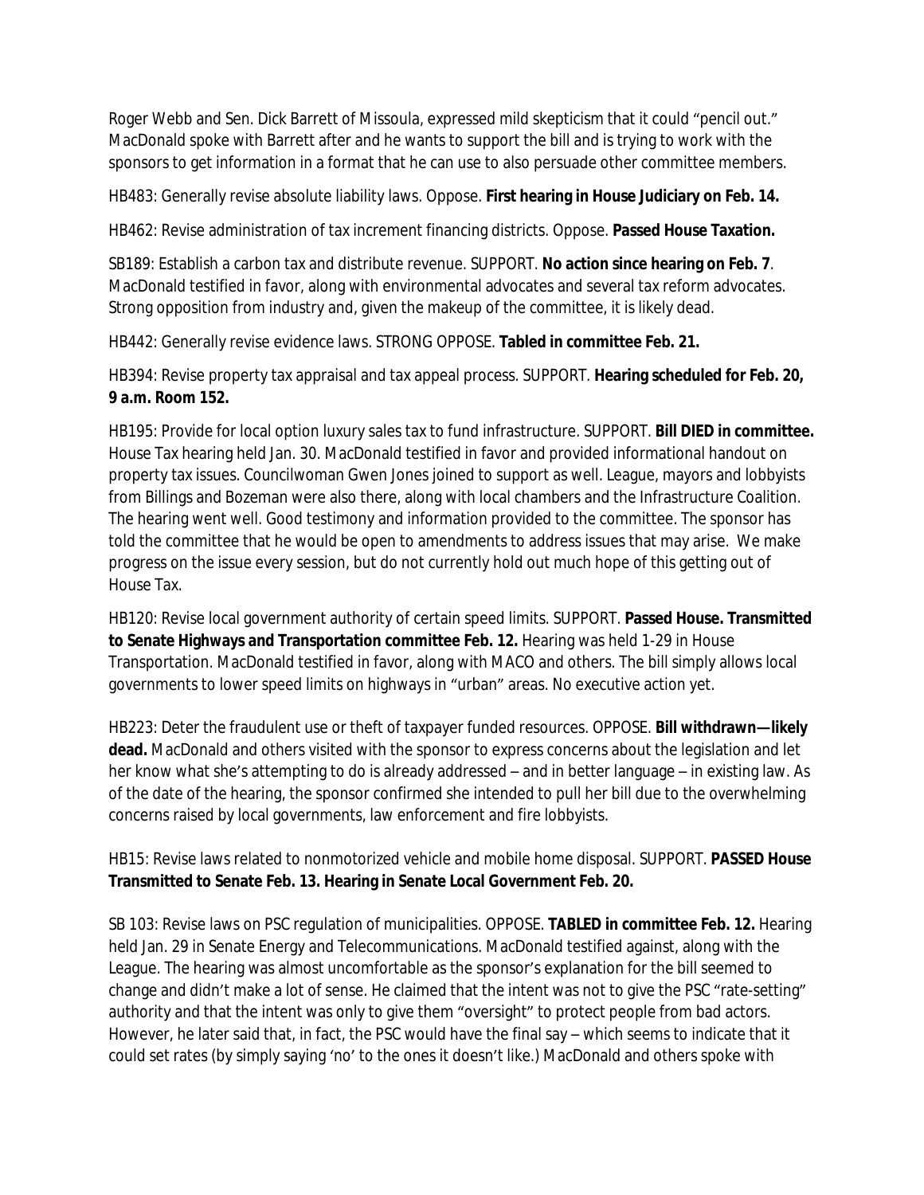Roger Webb and Sen. Dick Barrett of Missoula, expressed mild skepticism that it could “pencil out.” MacDonald spoke with Barrett after and he wants to support the bill and is trying to work with the sponsors to get information in a format that he can use to also persuade other committee members.

HB483: Generally revise absolute liability laws. Oppose. **First hearing in House Judiciary on Feb. 14.**

HB462: Revise administration of tax increment financing districts. Oppose. **Passed House Taxation.**

SB189: Establish a carbon tax and distribute revenue. SUPPORT. **No action since hearing on Feb. 7**. MacDonald testified in favor, along with environmental advocates and several tax reform advocates. Strong opposition from industry and, given the makeup of the committee, it is likely dead.

HB442: Generally revise evidence laws. STRONG OPPOSE. **Tabled in committee Feb. 21.**

HB394: Revise property tax appraisal and tax appeal process. SUPPORT. **Hearing scheduled for Feb. 20, 9 a.m. Room 152.**

HB195: Provide for local option luxury sales tax to fund infrastructure. SUPPORT. **Bill DIED in committee.** House Tax hearing held Jan. 30. MacDonald testified in favor and provided informational handout on property tax issues. Councilwoman Gwen Jones joined to support as well. League, mayors and lobbyists from Billings and Bozeman were also there, along with local chambers and the Infrastructure Coalition. The hearing went well. Good testimony and information provided to the committee. The sponsor has told the committee that he would be open to amendments to address issues that may arise. We make progress on the issue every session, but do not currently hold out much hope of this getting out of House Tax.

HB120: Revise local government authority of certain speed limits. SUPPORT. **Passed House. Transmitted to Senate Highways and Transportation committee Feb. 12.** Hearing was held 1-29 in House Transportation. MacDonald testified in favor, along with MACO and others. The bill simply allows local governments to lower speed limits on highways in “urban” areas. No executive action yet.

HB223: Deter the fraudulent use or theft of taxpayer funded resources. OPPOSE. **Bill withdrawn—likely dead.** MacDonald and others visited with the sponsor to express concerns about the legislation and let her know what she’s attempting to do is already addressed – and in better language – in existing law. As of the date of the hearing, the sponsor confirmed she intended to pull her bill due to the overwhelming concerns raised by local governments, law enforcement and fire lobbyists.

HB15: Revise laws related to nonmotorized vehicle and mobile home disposal. SUPPORT. **PASSED House Transmitted to Senate Feb. 13. Hearing in Senate Local Government Feb. 20.**

SB 103: Revise laws on PSC regulation of municipalities. OPPOSE. **TABLED in committee Feb. 12.** Hearing held Jan. 29 in Senate Energy and Telecommunications. MacDonald testified against, along with the League. The hearing was almost uncomfortable as the sponsor’s explanation for the bill seemed to change and didn’t make a lot of sense. He claimed that the intent was not to give the PSC “rate-setting” authority and that the intent was only to give them “oversight” to protect people from bad actors. However, he later said that, in fact, the PSC would have the final say – which seems to indicate that it could set rates (by simply saying ‘no’ to the ones it doesn’t like.) MacDonald and others spoke with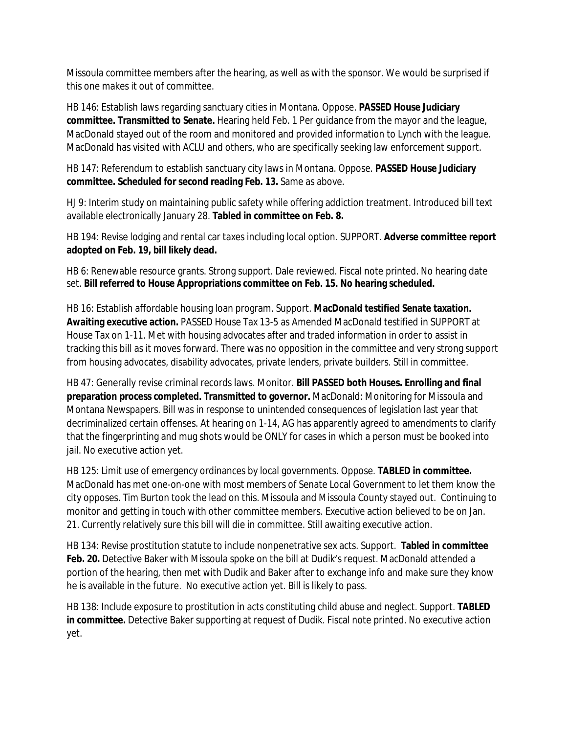Missoula committee members after the hearing, as well as with the sponsor. We would be surprised if this one makes it out of committee.

HB 146: Establish laws regarding sanctuary cities in Montana. Oppose. **PASSED House Judiciary committee. Transmitted to Senate.** Hearing held Feb. 1 Per guidance from the mayor and the league, MacDonald stayed out of the room and monitored and provided information to Lynch with the league. MacDonald has visited with ACLU and others, who are specifically seeking law enforcement support.

HB 147: Referendum to establish sanctuary city laws in Montana. Oppose. **PASSED House Judiciary committee. Scheduled for second reading Feb. 13.** Same as above.

HJ 9: Interim study on maintaining public safety while offering addiction treatment. Introduced bill text available electronically January 28. **Tabled in committee on Feb. 8.**

HB 194: Revise lodging and rental car taxes including local option. SUPPORT. **Adverse committee report adopted on Feb. 19, bill likely dead.**

HB 6: Renewable resource grants. Strong support. Dale reviewed. Fiscal note printed. No hearing date set. **Bill referred to House Appropriations committee on Feb. 15. No hearing scheduled.**

HB 16: Establish affordable housing loan program. Support. **MacDonald testified Senate taxation. Awaiting executive action.** PASSED House Tax 13-5 as Amended MacDonald testified in SUPPORT at House Tax on 1-11. Met with housing advocates after and traded information in order to assist in tracking this bill as it moves forward. There was no opposition in the committee and very strong support from housing advocates, disability advocates, private lenders, private builders. Still in committee.

HB 47: Generally revise criminal records laws. Monitor. **Bill PASSED both Houses. Enrolling and final preparation process completed. Transmitted to governor.** MacDonald: Monitoring for Missoula and Montana Newspapers. Bill was in response to unintended consequences of legislation last year that decriminalized certain offenses. At hearing on 1-14, AG has apparently agreed to amendments to clarify that the fingerprinting and mug shots would be ONLY for cases in which a person must be booked into jail. No executive action yet.

HB 125: Limit use of emergency ordinances by local governments. Oppose. **TABLED in committee.** MacDonald has met one-on-one with most members of Senate Local Government to let them know the city opposes. Tim Burton took the lead on this. Missoula and Missoula County stayed out. Continuing to monitor and getting in touch with other committee members. Executive action believed to be on Jan. 21. Currently relatively sure this bill will die in committee. Still awaiting executive action.

HB 134: Revise prostitution statute to include nonpenetrative sex acts. Support. **Tabled in committee Feb. 20.** Detective Baker with Missoula spoke on the bill at Dudik's request. MacDonald attended a portion of the hearing, then met with Dudik and Baker after to exchange info and make sure they know he is available in the future. No executive action yet. Bill is likely to pass.

HB 138: Include exposure to prostitution in acts constituting child abuse and neglect. Support. **TABLED in committee.** Detective Baker supporting at request of Dudik. Fiscal note printed. No executive action yet.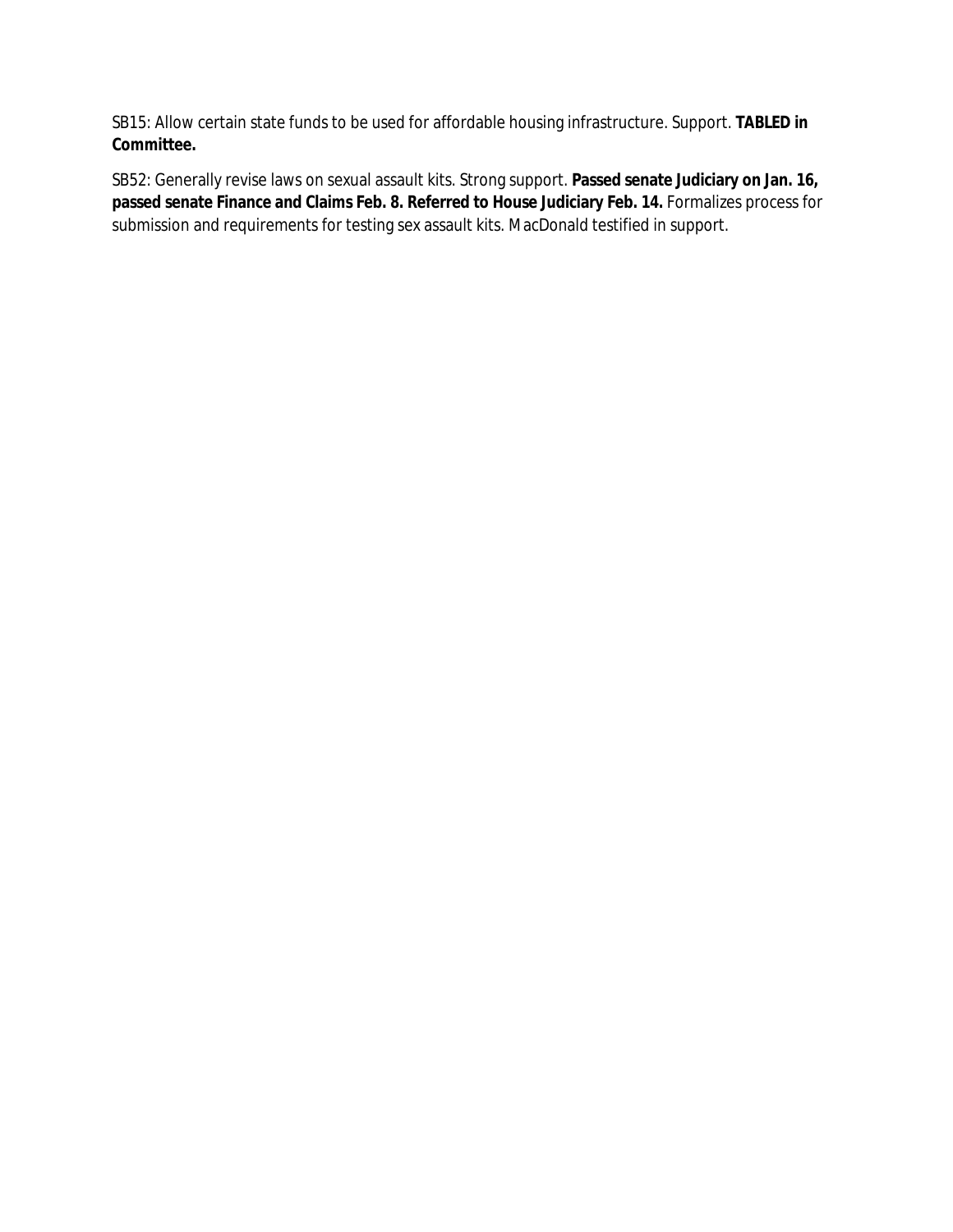SB15: Allow certain state funds to be used for affordable housing infrastructure. Support. **TABLED in Committee.**

SB52: Generally revise laws on sexual assault kits. Strong support. **Passed senate Judiciary on Jan. 16, passed senate Finance and Claims Feb. 8. Referred to House Judiciary Feb. 14.** Formalizes process for submission and requirements for testing sex assault kits. MacDonald testified in support.